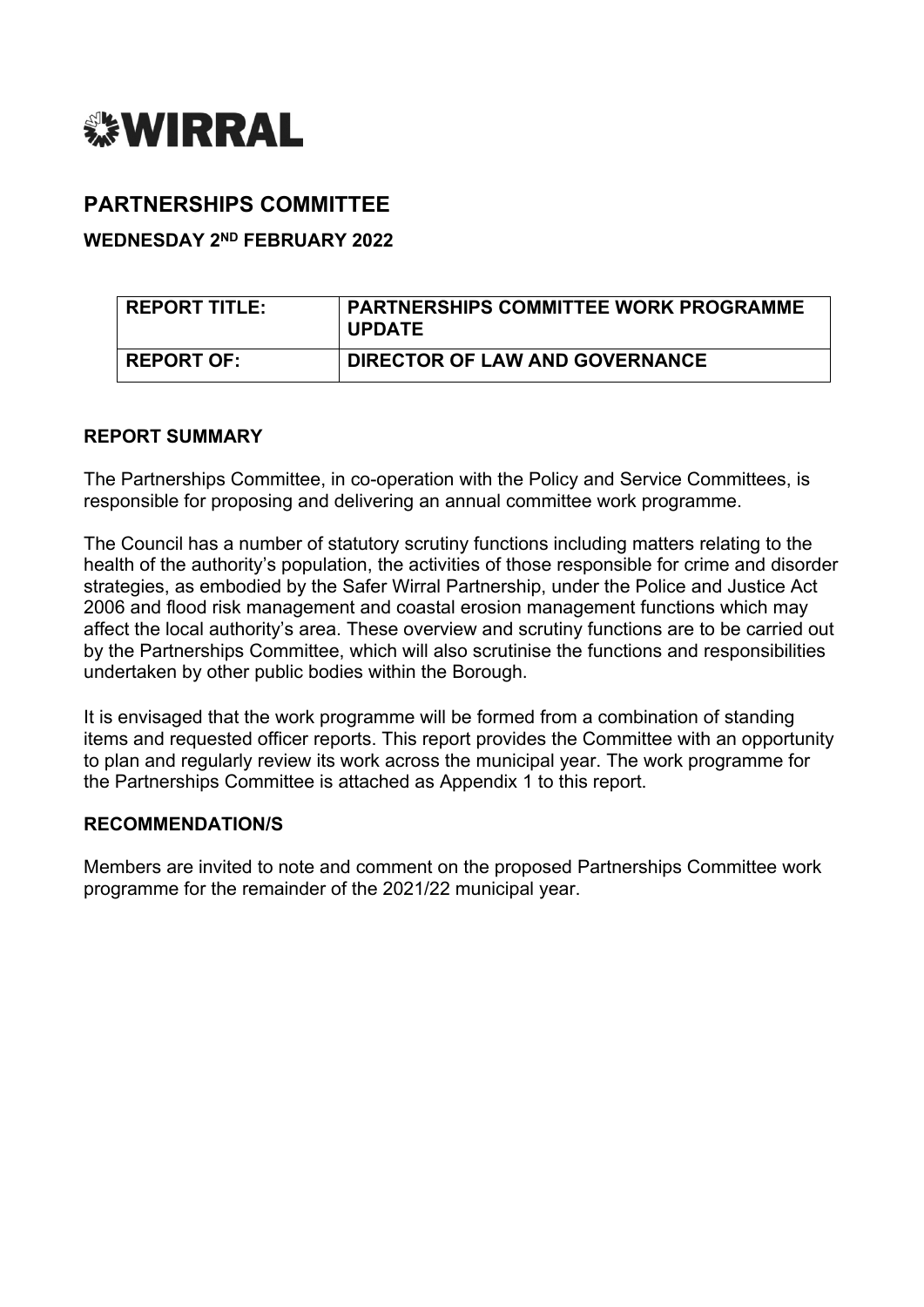# WIRRAL

## PARTNERSHIPS COMMITTEE

### WEDNESDAY 2ND FEBRUARY 2022

| REPORT TITLE: | PARTNERSHIPS COMMITTEE WORK PROGRAMME UPDATE |
| --- | --- |
| REPORT OF: | DIRECTOR OF LAW AND GOVERNANCE |

**REPORT SUMMARY**

The Partnerships Committee, in co-operation with the Policy and Service Committees, is responsible for proposing and delivering an annual committee work programme.

The Council has a number of statutory scrutiny functions including matters relating to the health of the authority's population, the activities of those responsible for crime and disorder strategies, as embodied by the Safer Wirral Partnership, under the Police and Justice Act 2006 and flood risk management and coastal erosion management functions which may affect the local authority's area. These overview and scrutiny functions are to be carried out by the Partnerships Committee, which will also scrutinise the functions and responsibilities undertaken by other public bodies within the Borough.

It is envisaged that the work programme will be formed from a combination of standing items and requested officer reports. This report provides the Committee with an opportunity to plan and regularly review its work across the municipal year. The work programme for the Partnerships Committee is attached as Appendix 1 to this report.

**RECOMMENDATION/S**

Members are invited to note and comment on the proposed Partnerships Committee work programme for the remainder of the 2021/22 municipal year.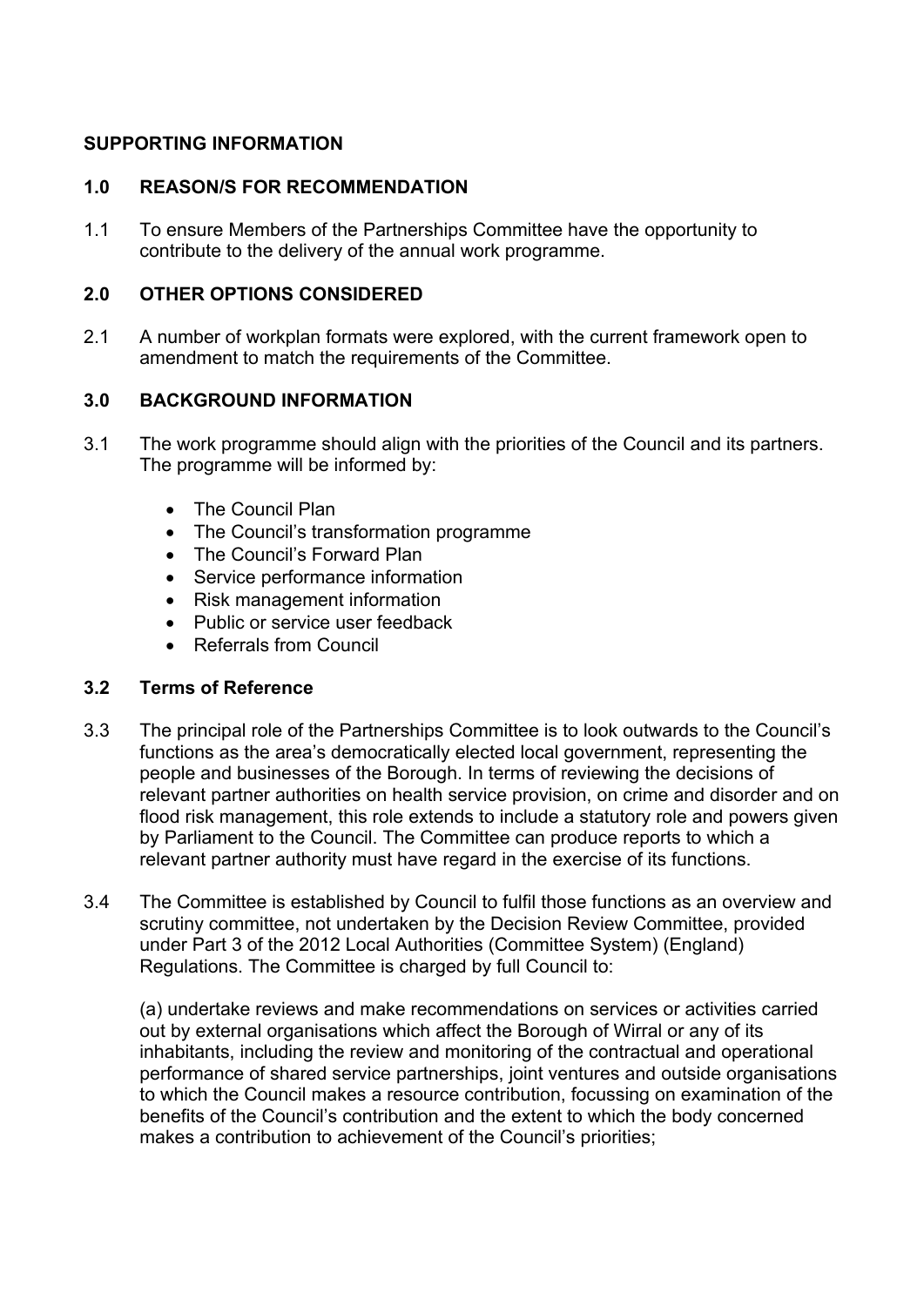## SUPPORTING INFORMATION

### 1.0 REASON/S FOR RECOMMENDATION

1.1 To ensure Members of the Partnerships Committee have the opportunity to contribute to the delivery of the annual work programme.

### 2.0 OTHER OPTIONS CONSIDERED

2.1 A number of workplan formats were explored, with the current framework open to amendment to match the requirements of the Committee.

### 3.0 BACKGROUND INFORMATION

3.1 The work programme should align with the priorities of the Council and its partners. The programme will be informed by:

- The Council Plan
- The Council's transformation programme
- The Council's Forward Plan
- Service performance information
- Risk management information
- Public or service user feedback
- Referrals from Council

### 3.2 Terms of Reference

3.3 The principal role of the Partnerships Committee is to look outwards to the Council's functions as the area's democratically elected local government, representing the people and businesses of the Borough. In terms of reviewing the decisions of relevant partner authorities on health service provision, on crime and disorder and on flood risk management, this role extends to include a statutory role and powers given by Parliament to the Council. The Committee can produce reports to which a relevant partner authority must have regard in the exercise of its functions.

3.4 The Committee is established by Council to fulfil those functions as an overview and scrutiny committee, not undertaken by the Decision Review Committee, provided under Part 3 of the 2012 Local Authorities (Committee System) (England) Regulations. The Committee is charged by full Council to:

(a) undertake reviews and make recommendations on services or activities carried out by external organisations which affect the Borough of Wirral or any of its inhabitants, including the review and monitoring of the contractual and operational performance of shared service partnerships, joint ventures and outside organisations to which the Council makes a resource contribution, focussing on examination of the benefits of the Council's contribution and the extent to which the body concerned makes a contribution to achievement of the Council's priorities;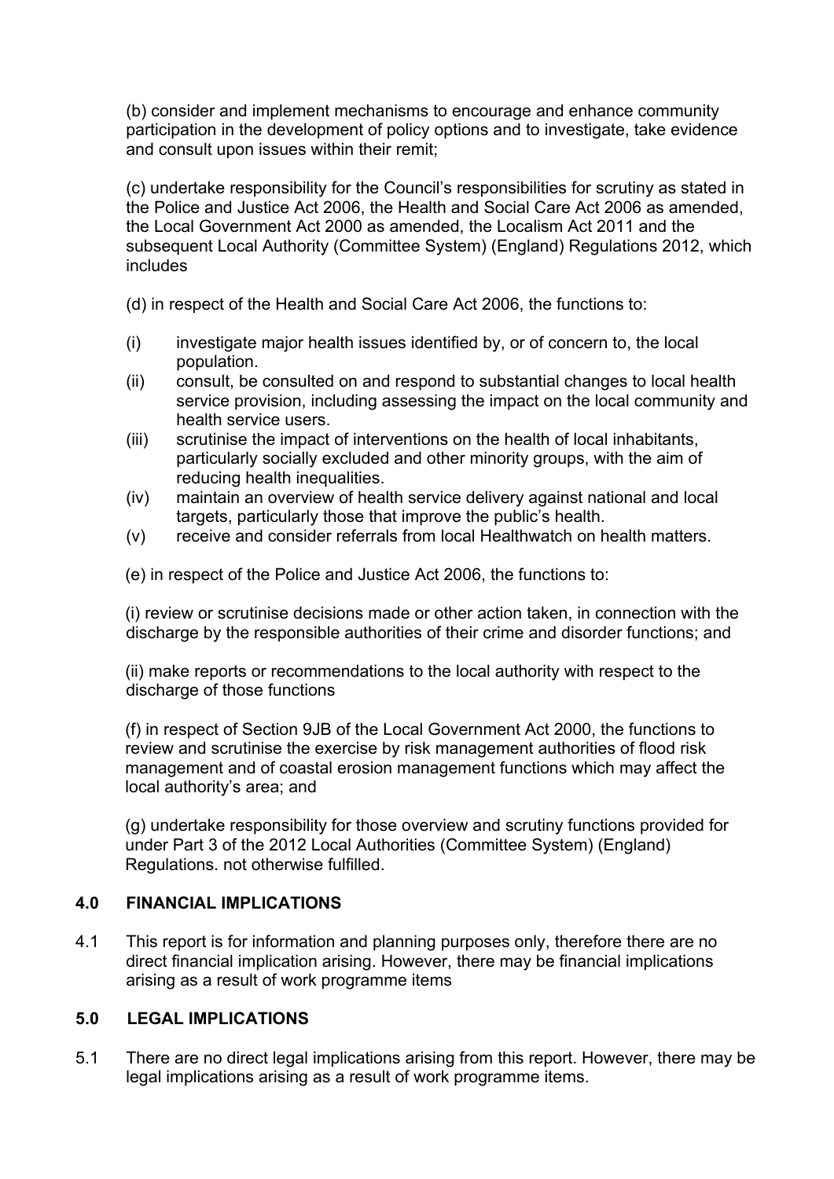(b) consider and implement mechanisms to encourage and enhance community participation in the development of policy options and to investigate, take evidence and consult upon issues within their remit;

(c) undertake responsibility for the Council's responsibilities for scrutiny as stated in the Police and Justice Act 2006, the Health and Social Care Act 2006 as amended, the Local Government Act 2000 as amended, the Localism Act 2011 and the subsequent Local Authority (Committee System) (England) Regulations 2012, which includes

(d) in respect of the Health and Social Care Act 2006, the functions to:

(i) investigate major health issues identified by, or of concern to, the local population.
(ii) consult, be consulted on and respond to substantial changes to local health service provision, including assessing the impact on the local community and health service users.
(iii) scrutinise the impact of interventions on the health of local inhabitants, particularly socially excluded and other minority groups, with the aim of reducing health inequalities.
(iv) maintain an overview of health service delivery against national and local targets, particularly those that improve the public's health.
(v) receive and consider referrals from local Healthwatch on health matters.

(e) in respect of the Police and Justice Act 2006, the functions to:

(i) review or scrutinise decisions made or other action taken, in connection with the discharge by the responsible authorities of their crime and disorder functions; and

(ii) make reports or recommendations to the local authority with respect to the discharge of those functions

(f) in respect of Section 9JB of the Local Government Act 2000, the functions to review and scrutinise the exercise by risk management authorities of flood risk management and of coastal erosion management functions which may affect the local authority's area; and

(g) undertake responsibility for those overview and scrutiny functions provided for under Part 3 of the 2012 Local Authorities (Committee System) (England) Regulations. not otherwise fulfilled.

## 4.0 FINANCIAL IMPLICATIONS

4.1 This report is for information and planning purposes only, therefore there are no direct financial implication arising. However, there may be financial implications arising as a result of work programme items

## 5.0 LEGAL IMPLICATIONS

5.1 There are no direct legal implications arising from this report. However, there may be legal implications arising as a result of work programme items.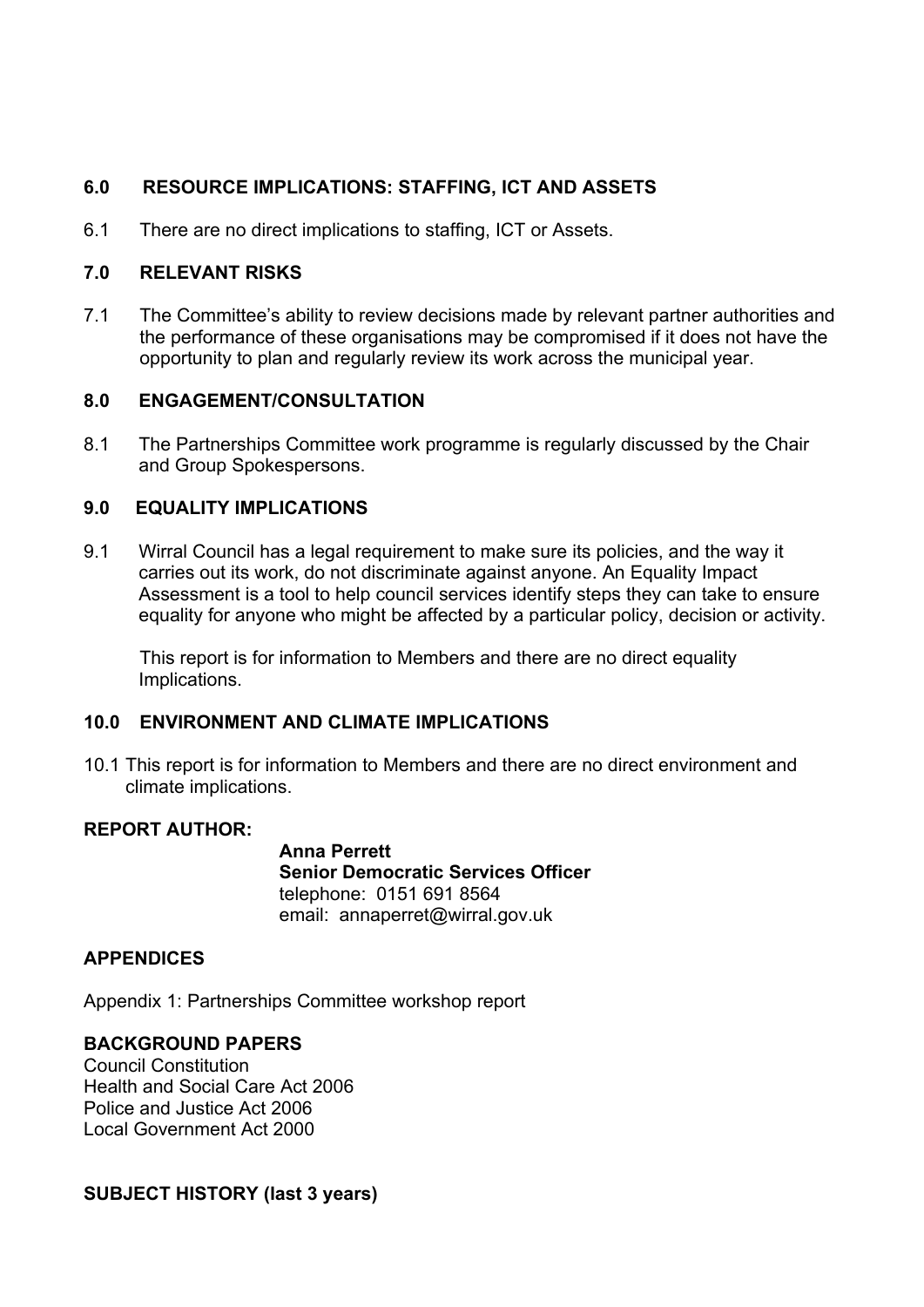## 6.0 RESOURCE IMPLICATIONS: STAFFING, ICT AND ASSETS

6.1 There are no direct implications to staffing, ICT or Assets.

## 7.0 RELEVANT RISKS

7.1 The Committee's ability to review decisions made by relevant partner authorities and the performance of these organisations may be compromised if it does not have the opportunity to plan and regularly review its work across the municipal year.

## 8.0 ENGAGEMENT/CONSULTATION

8.1 The Partnerships Committee work programme is regularly discussed by the Chair and Group Spokespersons.

## 9.0 EQUALITY IMPLICATIONS

9.1 Wirral Council has a legal requirement to make sure its policies, and the way it carries out its work, do not discriminate against anyone. An Equality Impact Assessment is a tool to help council services identify steps they can take to ensure equality for anyone who might be affected by a particular policy, decision or activity.

This report is for information to Members and there are no direct equality Implications.

## 10.0 ENVIRONMENT AND CLIMATE IMPLICATIONS

10.1 This report is for information to Members and there are no direct environment and climate implications.

**REPORT AUTHOR:**

**Anna Perrett**
**Senior Democratic Services Officer**
telephone: 0151 691 8564
email: annaperret@wirral.gov.uk

**APPENDICES**

Appendix 1: Partnerships Committee workshop report

**BACKGROUND PAPERS**

Council Constitution
Health and Social Care Act 2006
Police and Justice Act 2006
Local Government Act 2000

**SUBJECT HISTORY (last 3 years)**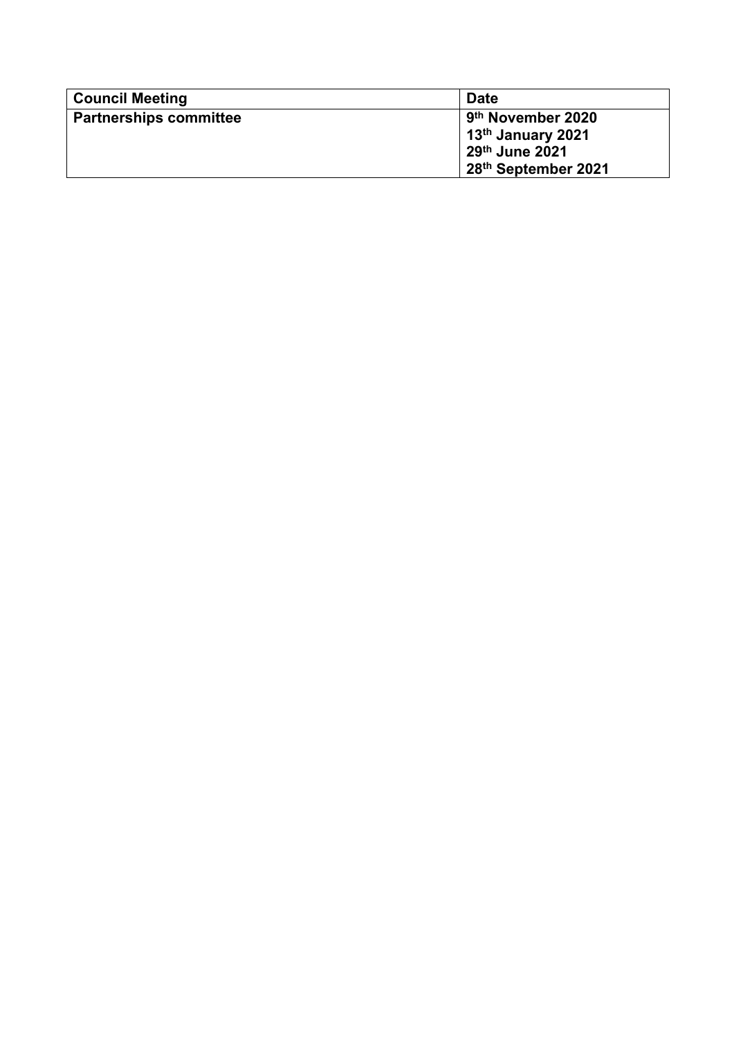| **Council Meeting** | **Date** |
|---|---|
| **Partnerships committee** | **9th November 2020<br>13th January 2021<br>29th June 2021<br>28th September 2021** |